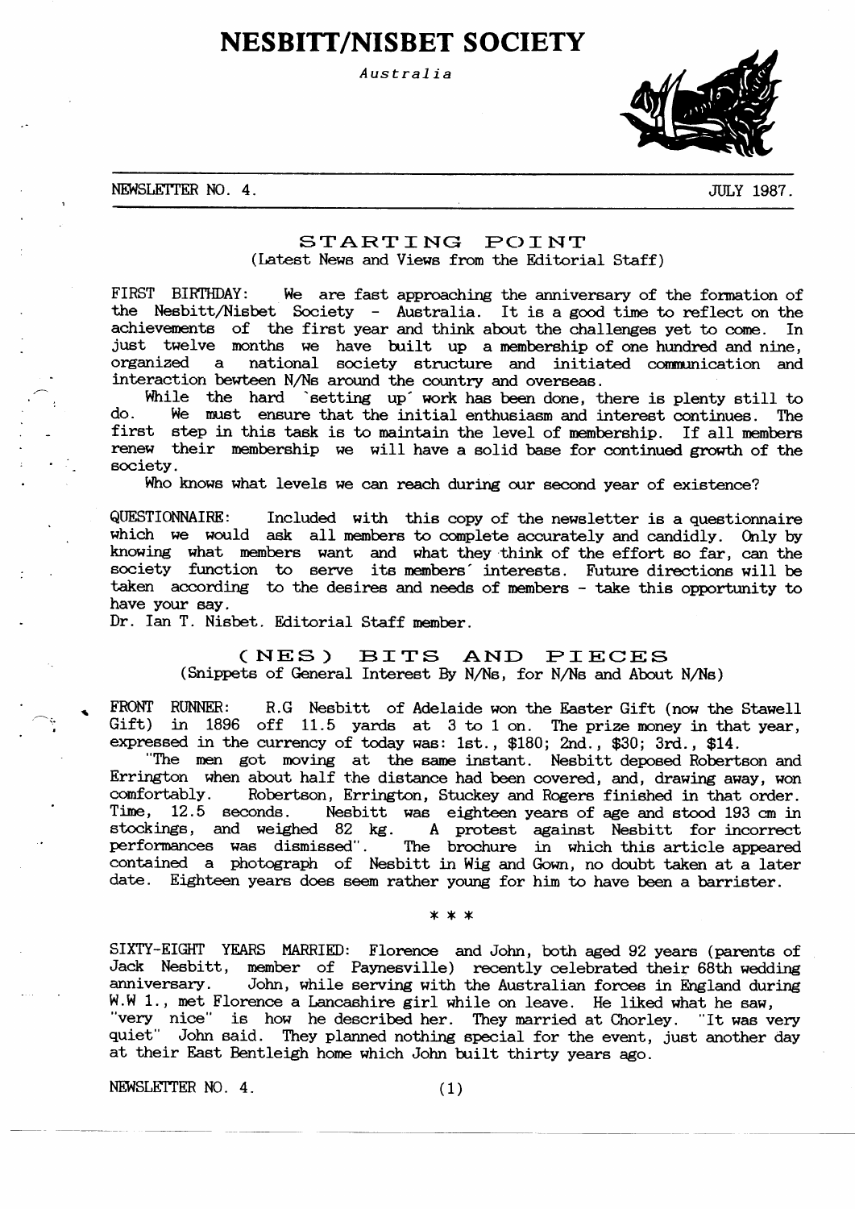# NESBITT/NISBET SOCIETY

*Australia*

NEWSLETTER NO. 4. JULY 1987.

## STARTING POINT

(Latest News and Views from the Editorial Staff)

FIRST BIRTHDAY: We are fast approaching the anniversary of the formation of the Nesbitt/Nisbet Society - Australia. It is a good time to reflect on the achievements of the first year and think about the challenges yet to come. In just twelve months we have built up a membership of one hundred and nine, organized a national society structure and initiated communication and interaction bewteen N/Ns around the country and overseas.

While the hard `setting up' work has been done, there is plenty still to do. We must ensure that the initial enthusiasm and interest continues. The first step in this task is to maintain the level of membership. If all members renew their membership we will have a solid base for continued growth of the society.

Who knows what levels we can reach during our second year of existence?

QUESTIONNAIRE: Included with this copy of the newsletter is a questionnaire which we would ask all members to complete accurately and candidly. Only by knowing what members want and what they think of the effort so far, can the society function to serve its members' interests. Future directions will be taken according to the desires and needs of members - take this opportunity to have your say.

Dr. Ian T. Nisbet. Editorial Staff member.

## (NES) BITS AND PIECES

(Snippets of General Interest By N/Ns, for N/Ns and About N/Ns)

FRONT RUNNER: R.G Nesbitt of Adelaide won the Easter Gift (now the Stawell Gift) in 1896 off 11.5 yards at 3 to 1 on. The prize money in that year, expressed in the currency of today was: 1st., $180; 2nd., $30; 3rd., $14.

"The men got moving at the same instant. Nesbitt deposed Robertson and Errington when about half the distance had been covered, and, drawing away, won comfortably. Robertson, Errington, Stuckey and Rogers finished in that order. Time, 12.5 seconds. Nesbitt was eighteen years of age and stood 193 cm in stockings, and weighed 82 kg. A protest against Nesbitt for incorrect performances was dismissed". The brochure in which this article appeared contained a photograph of Nesbitt in Wig and Gown, no doubt taken at a later date. Eighteen years does seem rather young for him to have been a barrister.

\* \* \*

SIXTY-EIGHT YEARS MARRIED: Florence and John, both aged 92 years (parents of Jack Nesbitt, member of Paynesville) recently celebrated their 68th wedding anniversary. John, while serving with the Australian forces in England during W.W 1., met Florence a Lancashire girl while on leave. He liked what he saw, "very nice" is how he described her. They married at Chorley. "It was very quiet" John said. They planned nothing special for the event, just another day at their East Bentleigh home which John built thirty years ago.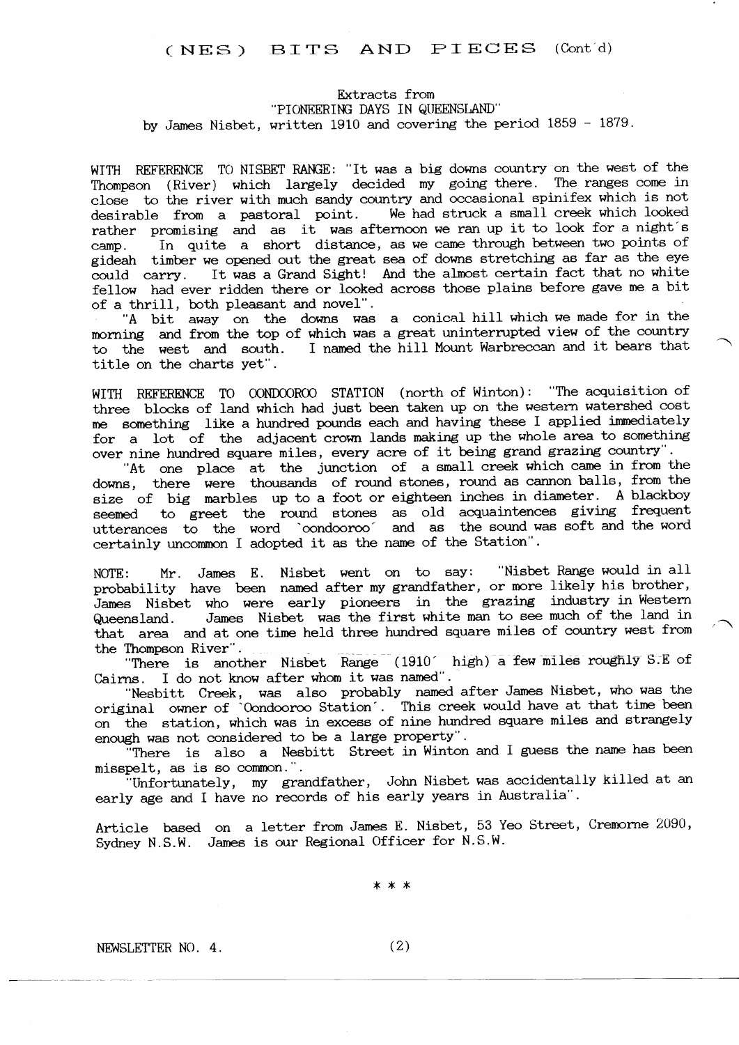# (NES) BITS AND PIECES (Cont'd)

Extracts from
"PIONEERING DAYS IN QUEENSLAND"
by James Nisbet, written 1910 and covering the period 1859 - 1879.

WITH REFERENCE TO NISBET RANGE: "It was a big downs country on the west of the Thompson (River) which largely decided my going there. The ranges come in close to the river with much sandy country and occasional spinifex which is not desirable from a pastoral point. We had struck a small creek which looked rather promising and as it was afternoon we ran up it to look for a night's camp. In quite a short distance, as we came through between two points of gideah timber we opened out the great sea of downs stretching as far as the eye could carry. It was a Grand Sight! And the almost certain fact that no white fellow had ever ridden there or looked across those plains before gave me a bit of a thrill, both pleasant and novel".

"A bit away on the downs was a conical hill which we made for in the morning and from the top of which was a great uninterrupted view of the country to the west and south. I named the hill Mount Warbreccan and it bears that title on the charts yet".

WITH REFERENCE TO OONDOOROO STATION (north of Winton): "The acquisition of three blocks of land which had just been taken up on the western watershed cost me something like a hundred pounds each and having these I applied immediately for a lot of the adjacent crown lands making up the whole area to something over nine hundred square miles, every acre of it being grand grazing country".

"At one place at the junction of a small creek which came in from the downs, there were thousands of round stones, round as cannon balls, from the size of big marbles up to a foot or eighteen inches in diameter. A blackboy seemed to greet the round stones as old acquaintences giving frequent utterances to the word 'oondooroo' and as the sound was soft and the word certainly uncommon I adopted it as the name of the Station".

NOTE: Mr. James E. Nisbet went on to say: "Nisbet Range would in all probability have been named after my grandfather, or more likely his brother, James Nisbet who were early pioneers in the grazing industry in Western Queensland. James Nisbet was the first white man to see much of the land in that area and at one time held three hundred square miles of country west from the Thompson River".

"There is another Nisbet Range (1910' high) a few miles roughly S.E of Cairns. I do not know after whom it was named".

"Nesbitt Creek, was also probably named after James Nisbet, who was the original owner of 'Oondooroo Station'. This creek would have at that time been on the station, which was in excess of nine hundred square miles and strangely enough was not considered to be a large property".

"There is also a Nesbitt Street in Winton and I guess the name has been misspelt, as is so common.".

"Unfortunately, my grandfather, John Nisbet was accidentally killed at an early age and I have no records of his early years in Australia".

Article based on a letter from James E. Nisbet, 53 Yeo Street, Cremorne 2090, Sydney N.S.W. James is our Regional Officer for N.S.W.

\* \* \*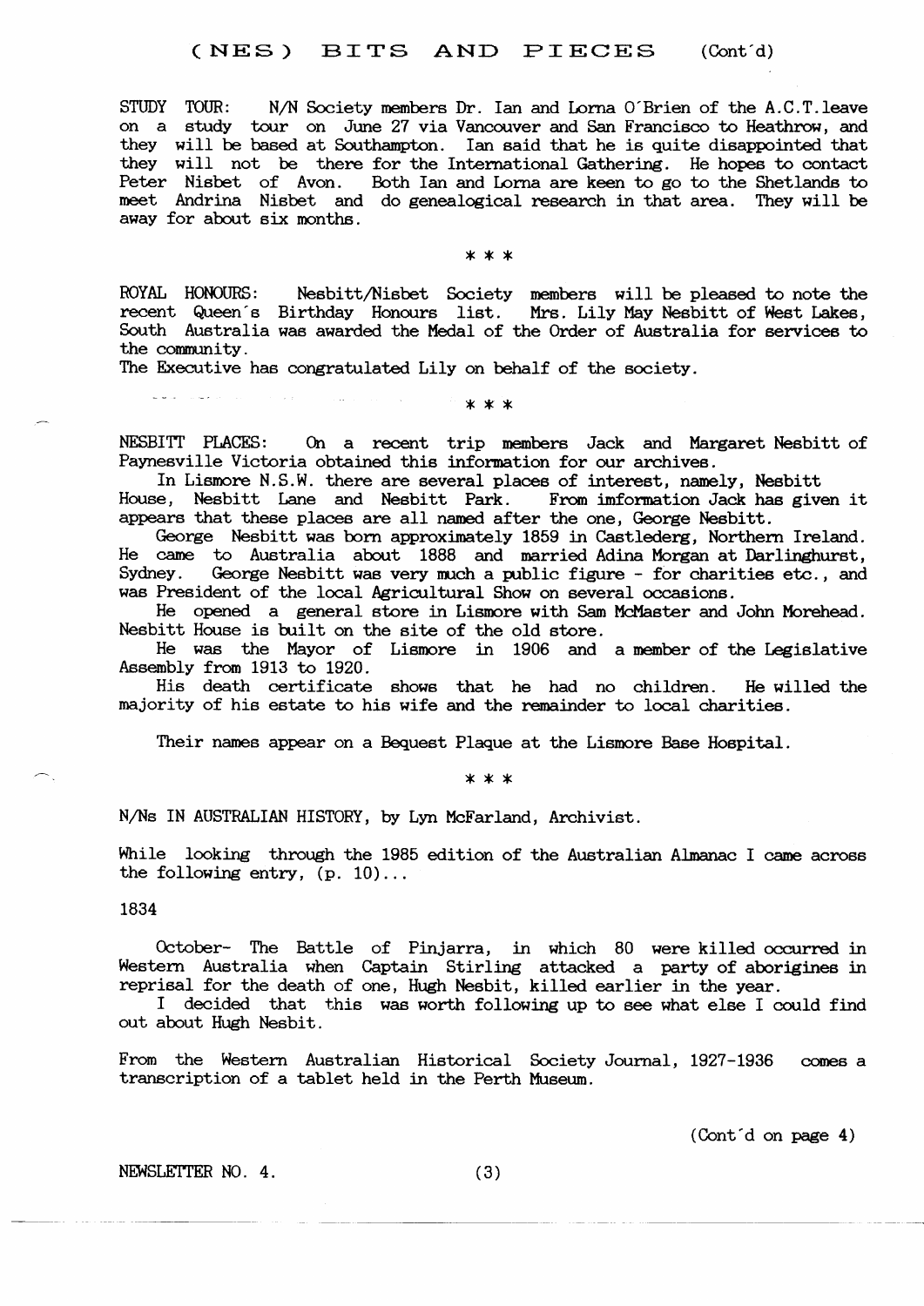# (NES) BITS AND PIECES (Cont'd)

STUDY TOUR: N/N Society members Dr. Ian and Lorna O'Brien of the A.C.T. leave on a study tour on June 27 via Vancouver and San Francisco to Heathrow, and they will be based at Southampton. Ian said that he is quite disappointed that they will not be there for the International Gathering. He hopes to contact Peter Nisbet of Avon. Both Ian and Lorna are keen to go to the Shetlands to meet Andrina Nisbet and do genealogical research in that area. They will be away for about six months.

\* \* \*

ROYAL HONOURS: Nesbitt/Nisbet Society members will be pleased to note the recent Queen's Birthday Honours list. Mrs. Lily May Nesbitt of West Lakes, South Australia was awarded the Medal of the Order of Australia for services to the community.

The Executive has congratulated Lily on behalf of the society.

\* \* \*

NESBITT PLACES: On a recent trip members Jack and Margaret Nesbitt of Paynesville Victoria obtained this information for our archives.

In Lismore N.S.W. there are several places of interest, namely, Nesbitt House, Nesbitt Lane and Nesbitt Park. From imformation Jack has given it appears that these places are all named after the one, George Nesbitt.

George Nesbitt was born approximately 1859 in Castlederg, Northern Ireland. He came to Australia about 1888 and married Adina Morgan at Darlinghurst, Sydney. George Nesbitt was very much a public figure - for charities etc., and was President of the local Agricultural Show on several occasions.

He opened a general store in Lismore with Sam McMaster and John Morehead. Nesbitt House is built on the site of the old store.

He was the Mayor of Lismore in 1906 and a member of the Legislative Assembly from 1913 to 1920.

His death certificate shows that he had no children. He willed the majority of his estate to his wife and the remainder to local charities.

Their names appear on a Bequest Plaque at the Lismore Base Hospital.

\* \* \*

N/Ns IN AUSTRALIAN HISTORY, by Lyn McFarland, Archivist.

While looking through the 1985 edition of the Australian Almanac I came across the following entry, (p. 10)...

1834

October- The Battle of Pinjarra, in which 80 were killed occurred in Western Australia when Captain Stirling attacked a party of aborigines in reprisal for the death of one, Hugh Nesbit, killed earlier in the year.

I decided that this was worth following up to see what else I could find out about Hugh Nesbit.

From the Western Australian Historical Society Journal, 1927-1936 comes a transcription of a tablet held in the Perth Museum.

(Cont'd on page 4)

NEWSLETTER NO. 4.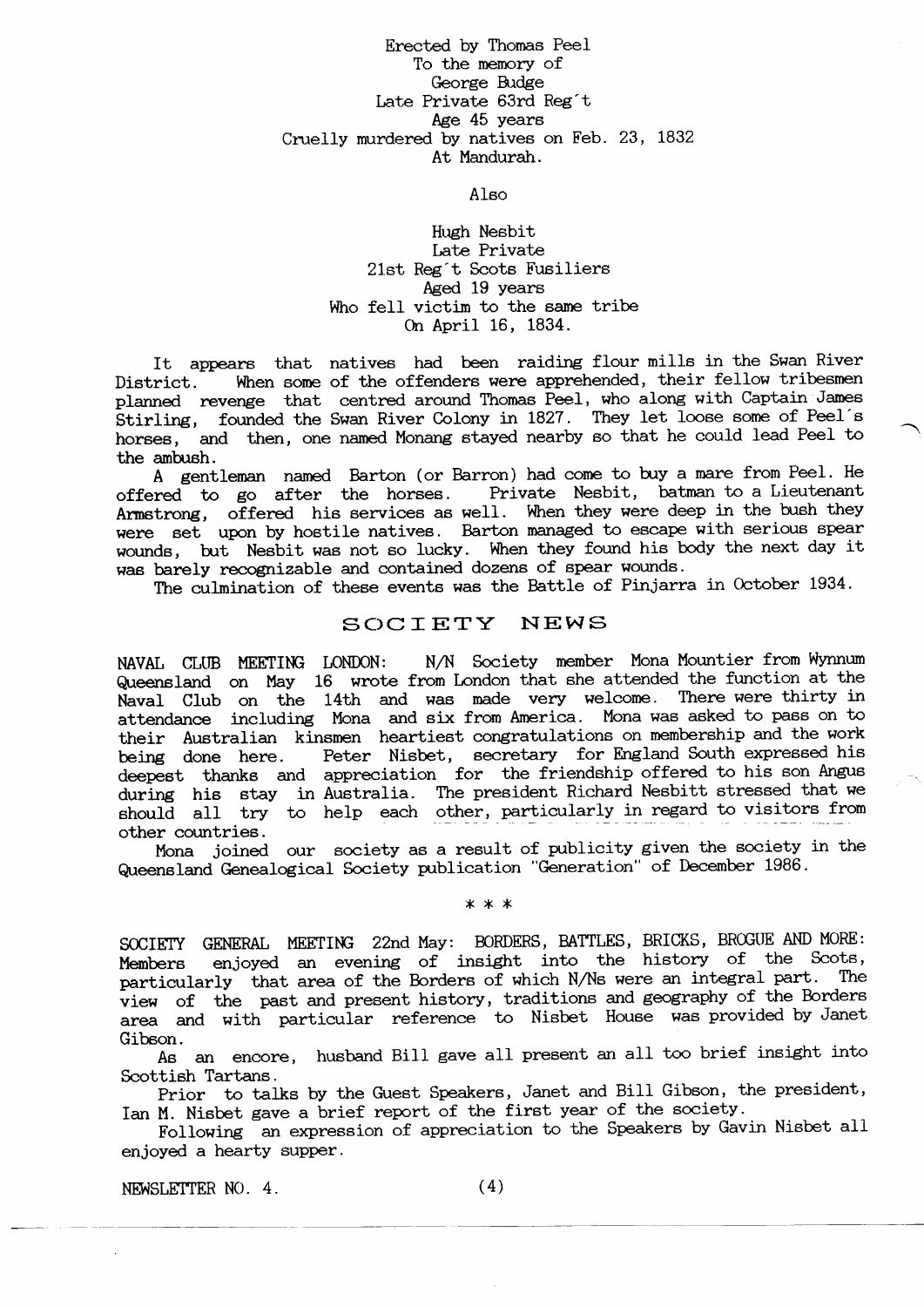Erected by Thomas Peel
To the memory of
George Budge
Late Private 63rd Reg't
Age 45 years
Cruelly murdered by natives on Feb. 23, 1832
At Mandurah.

Also

Hugh Nesbit
Late Private
21st Reg't Scots Fusiliers
Aged 19 years
Who fell victim to the same tribe
On April 16, 1834.

It appears that natives had been raiding flour mills in the Swan River District. When some of the offenders were apprehended, their fellow tribesmen planned revenge that centred around Thomas Peel, who along with Captain James Stirling, founded the Swan River Colony in 1827. They let loose some of Peel's horses, and then, one named Monang stayed nearby so that he could lead Peel to the ambush.

A gentleman named Barton (or Barron) had come to buy a mare from Peel. He offered to go after the horses. Private Nesbit, batman to a Lieutenant Armstrong, offered his services as well. When they were deep in the bush they were set upon by hostile natives. Barton managed to escape with serious spear wounds, but Nesbit was not so lucky. When they found his body the next day it was barely recognizable and contained dozens of spear wounds.

The culmination of these events was the Battle of Pinjarra in October 1934.

## SOCIETY NEWS

NAVAL CLUB MEETING LONDON: N/N Society member Mona Mountier from Wynnum Queensland on May 16 wrote from London that she attended the function at the Naval Club on the 14th and was made very welcome. There were thirty in attendance including Mona and six from America. Mona was asked to pass on to their Australian kinsmen heartiest congratulations on membership and the work being done here. Peter Nisbet, secretary for England South expressed his deepest thanks and appreciation for the friendship offered to his son Angus during his stay in Australia. The president Richard Nesbitt stressed that we should all try to help each other, particularly in regard to visitors from other countries.

Mona joined our society as a result of publicity given the society in the Queensland Genealogical Society publication "Generation" of December 1986.

* * *

SOCIETY GENERAL MEETING 22nd May: BORDERS, BATTLES, BRICKS, BROGUE AND MORE: Members enjoyed an evening of insight into the history of the Scots, particularly that area of the Borders of which N/Ns were an integral part. The view of the past and present history, traditions and geography of the Borders area and with particular reference to Nisbet House was provided by Janet Gibson.

As an encore, husband Bill gave all present an all too brief insight into Scottish Tartans.

Prior to talks by the Guest Speakers, Janet and Bill Gibson, the president, Ian M. Nisbet gave a brief report of the first year of the society.

Following an expression of appreciation to the Speakers by Gavin Nisbet all enjoyed a hearty supper.

NEWSLETTER NO. 4.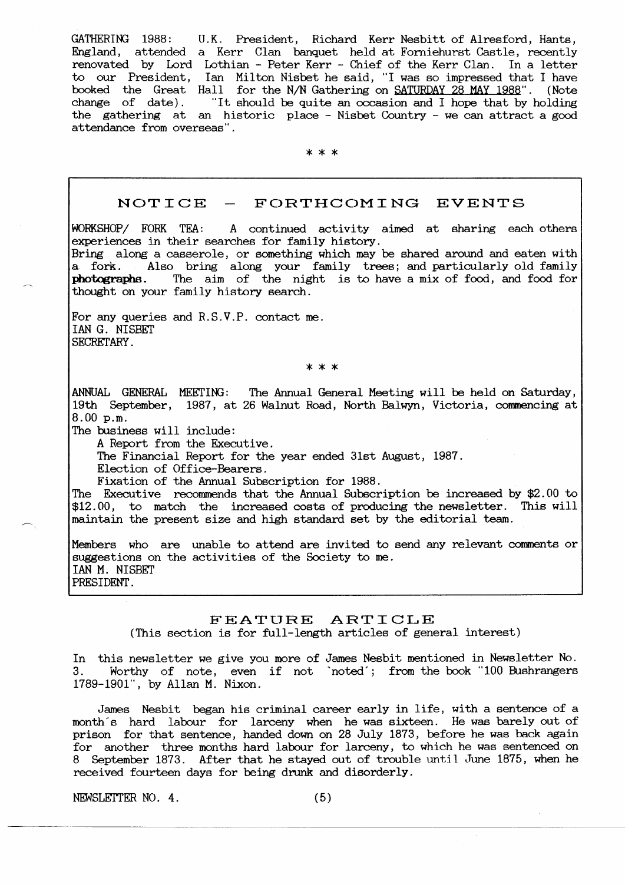GATHERING 1988: U.K. President, Richard Kerr Nesbitt of Alresford, Hants, England, attended a Kerr Clan banquet held at Forniehurst Castle, recently renovated by Lord Lothian - Peter Kerr - Chief of the Kerr Clan. In a letter to our President, Ian Milton Nisbet he said, "I was so impressed that I have booked the Great Hall for the N/N Gathering on SATURDAY 28 MAY 1988". (Note change of date). "It should be quite an occasion and I hope that by holding the gathering at an historic place - Nisbet Country - we can attract a good attendance from overseas".

\* \* \*

## NOTICE — FORTHCOMING EVENTS

WORKSHOP/ FORK TEA: A continued activity aimed at sharing each others experiences in their searches for family history.
Bring along a casserole, or something which may be shared around and eaten with a fork. Also bring along your family trees; and particularly old family **photographs**. The aim of the night is to have a mix of food, and food for thought on your family history search.

For any queries and R.S.V.P. contact me.
IAN G. NISBET
SECRETARY.

\* \* \*

ANNUAL GENERAL MEETING: The Annual General Meeting will be held on Saturday, 19th September, 1987, at 26 Walnut Road, North Balwyn, Victoria, commencing at 8.00 p.m.
The business will include:

- A Report from the Executive.
- The Financial Report for the year ended 31st August, 1987.
- Election of Office-Bearers.
- Fixation of the Annual Subscription for 1988.

The Executive recommends that the Annual Subscription be increased by $2.00 to $12.00, to match the increased costs of producing the newsletter. This will maintain the present size and high standard set by the editorial team.

Members who are unable to attend are invited to send any relevant comments or suggestions on the activities of the Society to me.
IAN M. NISBET
PRESIDENT.

## FEATURE ARTICLE

(This section is for full-length articles of general interest)

In this newsletter we give you more of James Nesbit mentioned in Newsletter No. 3. Worthy of note, even if not 'noted'; from the book "100 Bushrangers 1789-1901", by Allan M. Nixon.

James Nesbit began his criminal career early in life, with a sentence of a month's hard labour for larceny when he was sixteen. He was barely out of prison for that sentence, handed down on 28 July 1873, before he was back again for another three months hard labour for larceny, to which he was sentenced on 8 September 1873. After that he stayed out of trouble until June 1875, when he received fourteen days for being drunk and disorderly.

NEWSLETTER NO. 4.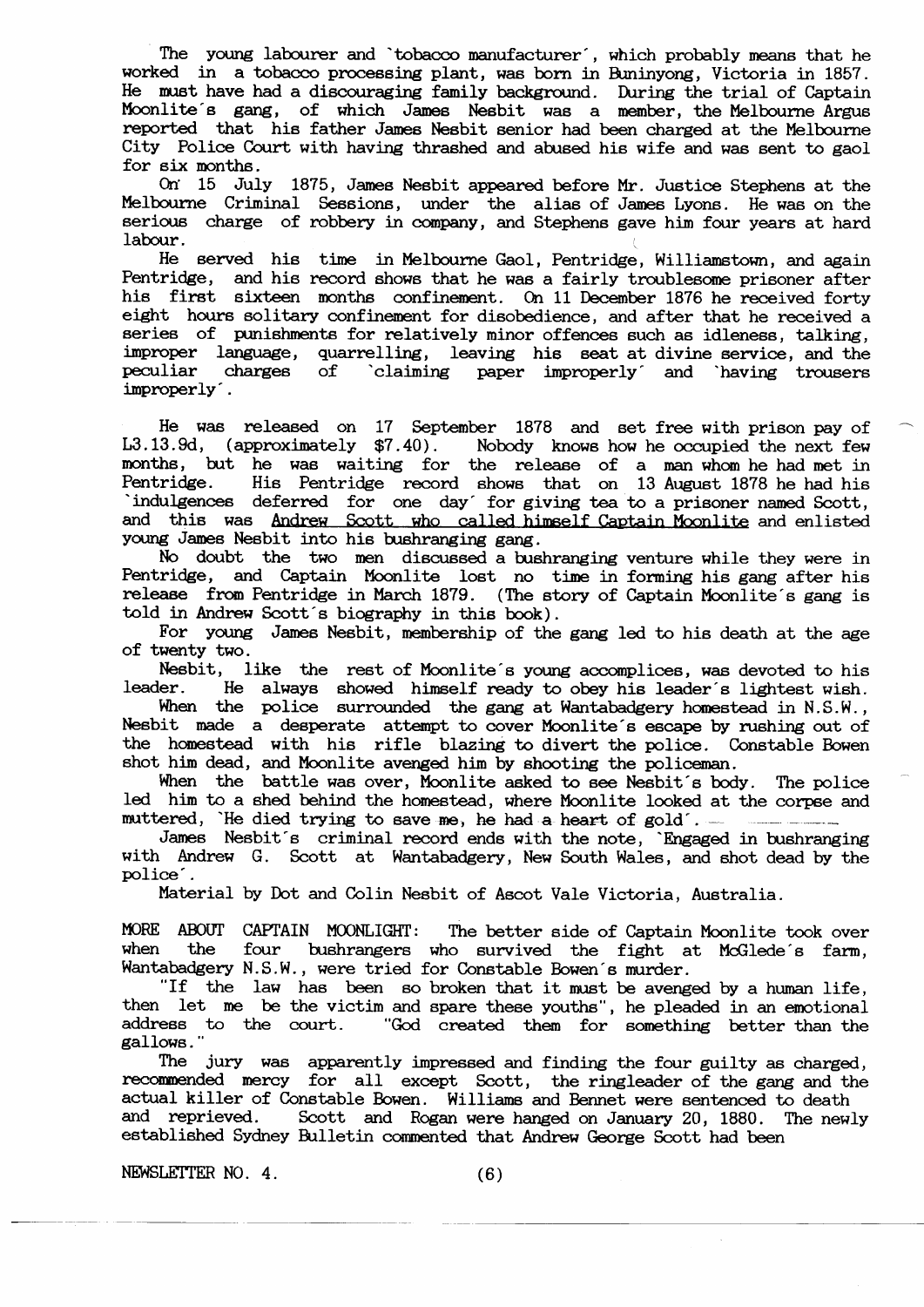The young labourer and 'tobacco manufacturer', which probably means that he worked in a tobacco processing plant, was born in Buninyong, Victoria in 1857. He must have had a discouraging family background. During the trial of Captain Moonlite's gang, of which James Nesbit was a member, the Melbourne Argus reported that his father James Nesbit senior had been charged at the Melbourne City Police Court with having thrashed and abused his wife and was sent to gaol for six months.

On 15 July 1875, James Nesbit appeared before Mr. Justice Stephens at the Melbourne Criminal Sessions, under the alias of James Lyons. He was on the serious charge of robbery in company, and Stephens gave him four years at hard labour.

He served his time in Melbourne Gaol, Pentridge, Williamstown, and again Pentridge, and his record shows that he was a fairly troublesome prisoner after his first sixteen months confinement. On 11 December 1876 he received forty eight hours solitary confinement for disobedience, and after that he received a series of punishments for relatively minor offences such as idleness, talking, improper language, quarrelling, leaving his seat at divine service, and the peculiar charges of 'claiming paper improperly' and 'having trousers improperly'.

He was released on 17 September 1878 and set free with prison pay of L3.13.9d, (approximately $7.40). Nobody knows how he occupied the next few months, but he was waiting for the release of a man whom he had met in Pentridge. His Pentridge record shows that on 13 August 1878 he had his 'indulgences deferred for one day' for giving tea to a prisoner named Scott, and this was Andrew Scott who called himself Captain Moonlite and enlisted young James Nesbit into his bushranging gang.

No doubt the two men discussed a bushranging venture while they were in Pentridge, and Captain Moonlite lost no time in forming his gang after his release from Pentridge in March 1879. (The story of Captain Moonlite's gang is told in Andrew Scott's biography in this book).

For young James Nesbit, membership of the gang led to his death at the age of twenty two.

Nesbit, like the rest of Moonlite's young accomplices, was devoted to his leader. He always showed himself ready to obey his leader's lightest wish.

When the police surrounded the gang at Wantabadgery homestead in N.S.W., Nesbit made a desperate attempt to cover Moonlite's escape by rushing out of the homestead with his rifle blazing to divert the police. Constable Bowen shot him dead, and Moonlite avenged him by shooting the policeman.

When the battle was over, Moonlite asked to see Nesbit's body. The police led him to a shed behind the homestead, where Moonlite looked at the corpse and muttered, 'He died trying to save me, he had a heart of gold'.

James Nesbit's criminal record ends with the note, 'Engaged in bushranging with Andrew G. Scott at Wantabadgery, New South Wales, and shot dead by the police'.

Material by Dot and Colin Nesbit of Ascot Vale Victoria, Australia.

MORE ABOUT CAPTAIN MOONLIGHT: The better side of Captain Moonlite took over when the four bushrangers who survived the fight at McGlede's farm, Wantabadgery N.S.W., were tried for Constable Bowen's murder.

"If the law has been so broken that it must be avenged by a human life, then let me be the victim and spare these youths", he pleaded in an emotional address to the court. "God created them for something better than the gallows."

The jury was apparently impressed and finding the four guilty as charged, recommended mercy for all except Scott, the ringleader of the gang and the actual killer of Constable Bowen. Williams and Bennet were sentenced to death and reprieved. Scott and Rogan were hanged on January 20, 1880. The newly established Sydney Bulletin commented that Andrew George Scott had been

NEWSLETTER NO. 4.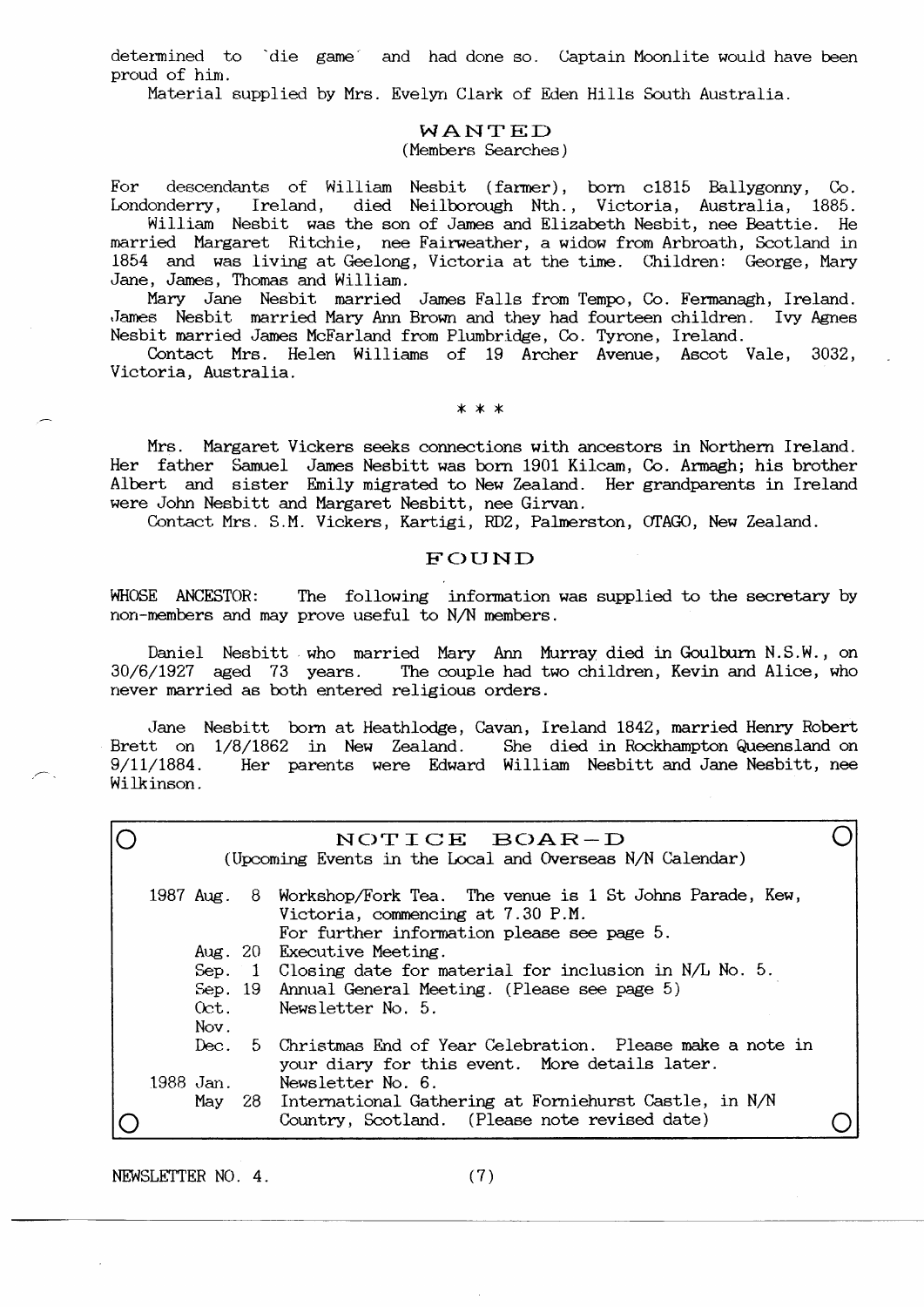determined to `die game´ and had done so. Captain Moonlite would have been proud of him.

Material supplied by Mrs. Evelyn Clark of Eden Hills South Australia.

## WANTED

(Members Searches)

For descendants of William Nesbit (farmer), born c1815 Ballygonny, Co. Londonderry, Ireland, died Neilborough Nth., Victoria, Australia, 1885.

William Nesbit was the son of James and Elizabeth Nesbit, nee Beattie. He married Margaret Ritchie, nee Fairweather, a widow from Arbroath, Scotland in 1854 and was living at Geelong, Victoria at the time. Children: George, Mary Jane, James, Thomas and William.

Mary Jane Nesbit married James Falls from Tempo, Co. Fermanagh, Ireland. James Nesbit married Mary Ann Brown and they had fourteen children. Ivy Agnes Nesbit married James McFarland from Plumbridge, Co. Tyrone, Ireland.

Contact Mrs. Helen Williams of 19 Archer Avenue, Ascot Vale, 3032, Victoria, Australia.

* * *

Mrs. Margaret Vickers seeks connections with ancestors in Northern Ireland. Her father Samuel James Nesbitt was born 1901 Kilcam, Co. Armagh; his brother Albert and sister Emily migrated to New Zealand. Her grandparents in Ireland were John Nesbitt and Margaret Nesbitt, nee Girvan.

Contact Mrs. S.M. Vickers, Kartigi, RD2, Palmerston, OTAGO, New Zealand.

## FOUND

WHOSE ANCESTOR: The following information was supplied to the secretary by non-members and may prove useful to N/N members.

Daniel Nesbitt who married Mary Ann Murray died in Goulburn N.S.W., on 30/6/1927 aged 73 years. The couple had two children, Kevin and Alice, who never married as both entered religious orders.

Jane Nesbitt born at Heathlodge, Cavan, Ireland 1842, married Henry Robert Brett on 1/8/1862 in New Zealand. She died in Rockhampton Queensland on 9/11/1884. Her parents were Edward William Nesbitt and Jane Nesbitt, nee Wilkinson.

## NOTICE BOAR-D

(Upcoming Events in the Local and Overseas N/N Calendar)

| | | |
|---|---|---|
| 1987 | Aug. 8 | Workshop/Fork Tea. The venue is 1 St Johns Parade, Kew, Victoria, commencing at 7.30 P.M. For further information please see page 5. |
| | Aug. 20 | Executive Meeting. |
| | Sep. 1 | Closing date for material for inclusion in N/L No. 5. |
| | Sep. 19 | Annual General Meeting. (Please see page 5) |
| | Oct. | Newsletter No. 5. |
| | Nov. | |
| | Dec. 5 | Christmas End of Year Celebration. Please make a note in your diary for this event. More details later. |
| 1988 | Jan. | Newsletter No. 6. |
| | May 28 | International Gathering at Forniehurst Castle, in N/N Country, Scotland. (Please note revised date) |

NEWSLETTER NO. 4.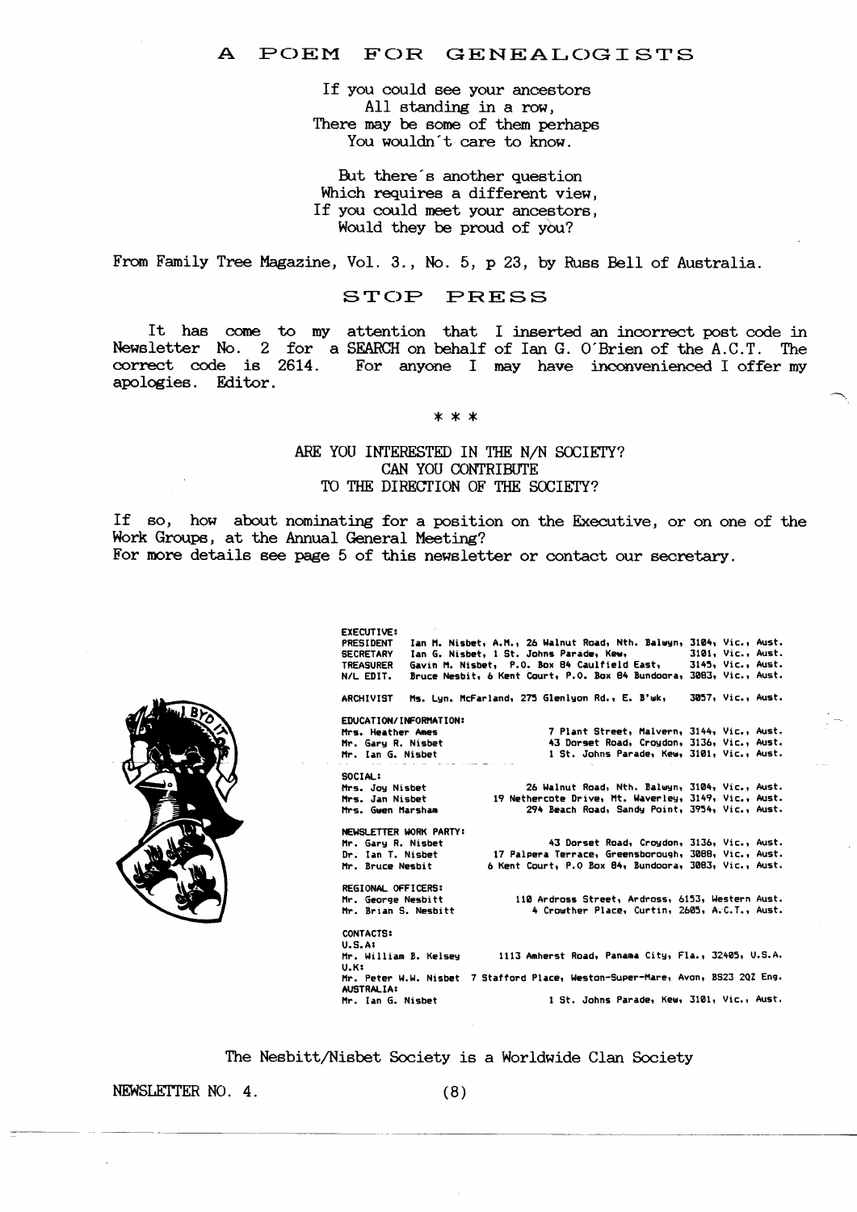## A POEM FOR GENEALOGISTS

If you could see your ancestors
All standing in a row,
There may be some of them perhaps
You wouldn't care to know.

But there's another question
Which requires a different view,
If you could meet your ancestors,
Would they be proud of you?

From Family Tree Magazine, Vol. 3., No. 5, p 23, by Russ Bell of Australia.

## STOP PRESS

It has come to my attention that I inserted an incorrect post code in Newsletter No. 2 for a SEARCH on behalf of Ian G. O'Brien of the A.C.T. The correct code is 2614. For anyone I may have inconvenienced I offer my apologies. Editor.

\* \* \*

ARE YOU INTERESTED IN THE N/N SOCIETY?
CAN YOU CONTRIBUTE
TO THE DIRECTION OF THE SOCIETY?

If so, how about nominating for a position on the Executive, or on one of the Work Groups, at the Annual General Meeting?
For more details see page 5 of this newsletter or contact our secretary.

**EXECUTIVE:**

| | | |
|---|---|---|
| PRESIDENT | Ian M. Nisbet, A.M., 26 Walnut Road, Nth. Balwyn, | 3104, Vic., Aust. |
| SECRETARY | Ian G. Nisbet, 1 St. Johns Parade, Kew, | 3101, Vic., Aust. |
| TREASURER | Gavin M. Nisbet, P.O. Box 84 Caulfield East, | 3145, Vic., Aust. |
| N/L EDIT. | Bruce Nesbit, 6 Kent Court, P.O. Box 84 Bundoora, | 3083, Vic., Aust. |
| ARCHIVIST | Ms. Lyn. McFarland, 275 Glenlyon Rd., E. B'wk, | 3057, Vic., Aust. |

**EDUCATION/INFORMATION:**
Mrs. Heather Ames — 7 Plant Street, Malvern, 3144, Vic., Aust.
Mr. Gary R. Nisbet — 43 Dorset Road, Croydon, 3136, Vic., Aust.
Mr. Ian G. Nisbet — 1 St. Johns Parade, Kew, 3101, Vic., Aust.

**SOCIAL:**
Mrs. Joy Nisbet — 26 Walnut Road, Nth. Balwyn, 3104, Vic., Aust.
Mrs. Jan Nisbet — 19 Nethercote Drive, Mt. Waverley, 3149, Vic., Aust.
Mrs. Gwen Marsham — 294 Beach Road, Sandy Point, 3954, Vic., Aust.

**NEWSLETTER WORK PARTY:**
Mr. Gary R. Nisbet — 43 Dorset Road, Croydon, 3136, Vic., Aust.
Dr. Ian T. Nisbet — 17 Palpera Terrace, Greensborough, 3088, Vic., Aust.
Mr. Bruce Nesbit — 6 Kent Court, P.O Box 84, Bundoora, 3083, Vic., Aust.

**REGIONAL OFFICERS:**
Mr. George Nesbitt — 110 Ardross Street, Ardross, 6153, Western Aust.
Mr. Brian S. Nesbitt — 4 Crowther Place, Curtin, 2605, A.C.T., Aust.

**CONTACTS:**
U.S.A:
Mr. William B. Kelsey — 1113 Amherst Road, Panama City, Fla., 32405, U.S.A.
U.K:
Mr. Peter W.W. Nisbet — 7 Stafford Place, Weston-Super-Mare, Avon, BS23 2QZ Eng.
AUSTRALIA:
Mr. Ian G. Nisbet — 1 St. Johns Parade, Kew, 3101, Vic., Aust.

The Nesbitt/Nisbet Society is a Worldwide Clan Society

NEWSLETTER NO. 4.